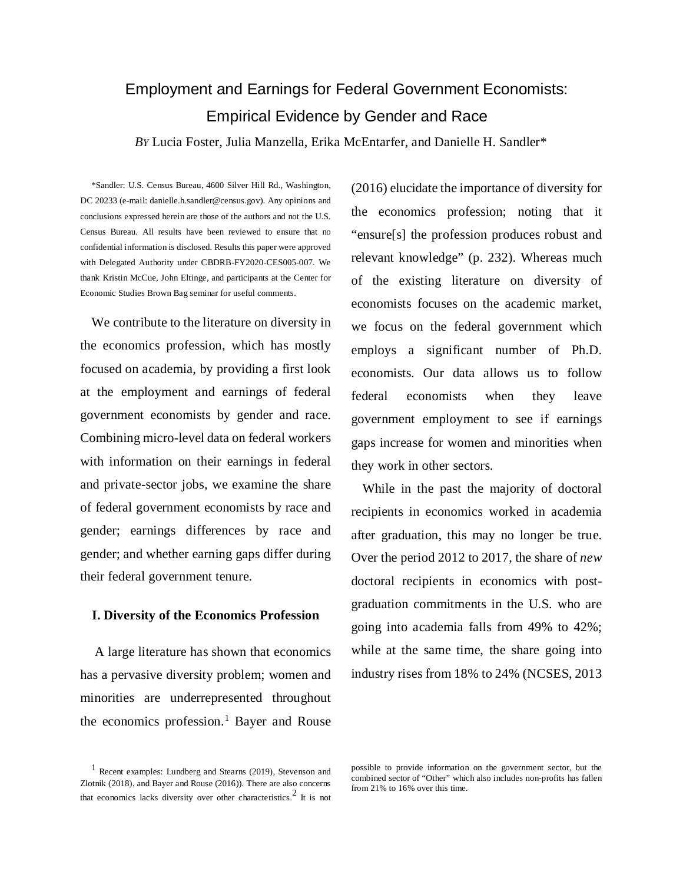# Employment and Earnings for Federal Government Economists: Empirical Evidence by Gender and Race

*By* Lucia Foster, Julia Manzella, Erika McEntarfer, and Danielle H. Sandler*

*Sandler: U.S. Census Bureau, 4600 Silver Hill Rd., Washington, DC 20233 (e-mail: danielle.h.sandler@census.gov). Any opinions and conclusions expressed herein are those of the authors and not the U.S. Census Bureau. All results have been reviewed to ensure that no confidential information is disclosed. Results this paper were approved with Delegated Authority under CBDRB-FY2020-CES005-007. We thank Kristin McCue, John Eltinge, and participants at the Center for Economic Studies Brown Bag seminar for useful comments.

We contribute to the literature on diversity in the economics profession, which has mostly focused on academia, by providing a first look at the employment and earnings of federal government economists by gender and race. Combining micro-level data on federal workers with information on their earnings in federal and private-sector jobs, we examine the share of federal government economists by race and gender; earnings differences by race and gender; and whether earning gaps differ during their federal government tenure.

## I. Diversity of the Economics Profession

A large literature has shown that economics has a pervasive diversity problem; women and minorities are underrepresented throughout the economics profession.[1] Bayer and Rouse (2016) elucidate the importance of diversity for the economics profession; noting that it "ensure[s] the profession produces robust and relevant knowledge" (p. 232). Whereas much of the existing literature on diversity of economists focuses on the academic market, we focus on the federal government which employs a significant number of Ph.D. economists. Our data allows us to follow federal economists when they leave government employment to see if earnings gaps increase for women and minorities when they work in other sectors.

While in the past the majority of doctoral recipients in economics worked in academia after graduation, this may no longer be true. Over the period 2012 to 2017, the share of *new* doctoral recipients in economics with post-graduation commitments in the U.S. who are going into academia falls from 49% to 42%; while at the same time, the share going into industry rises from 18% to 24% (NCSES, 2013

[1] Recent examples: Lundberg and Stearns (2019), Stevenson and Zlotnik (2018), and Bayer and Rouse (2016)). There are also concerns that economics lacks diversity over other characteristics.[2] It is not possible to provide information on the government sector, but the combined sector of "Other" which also includes non-profits has fallen from 21% to 16% over this time.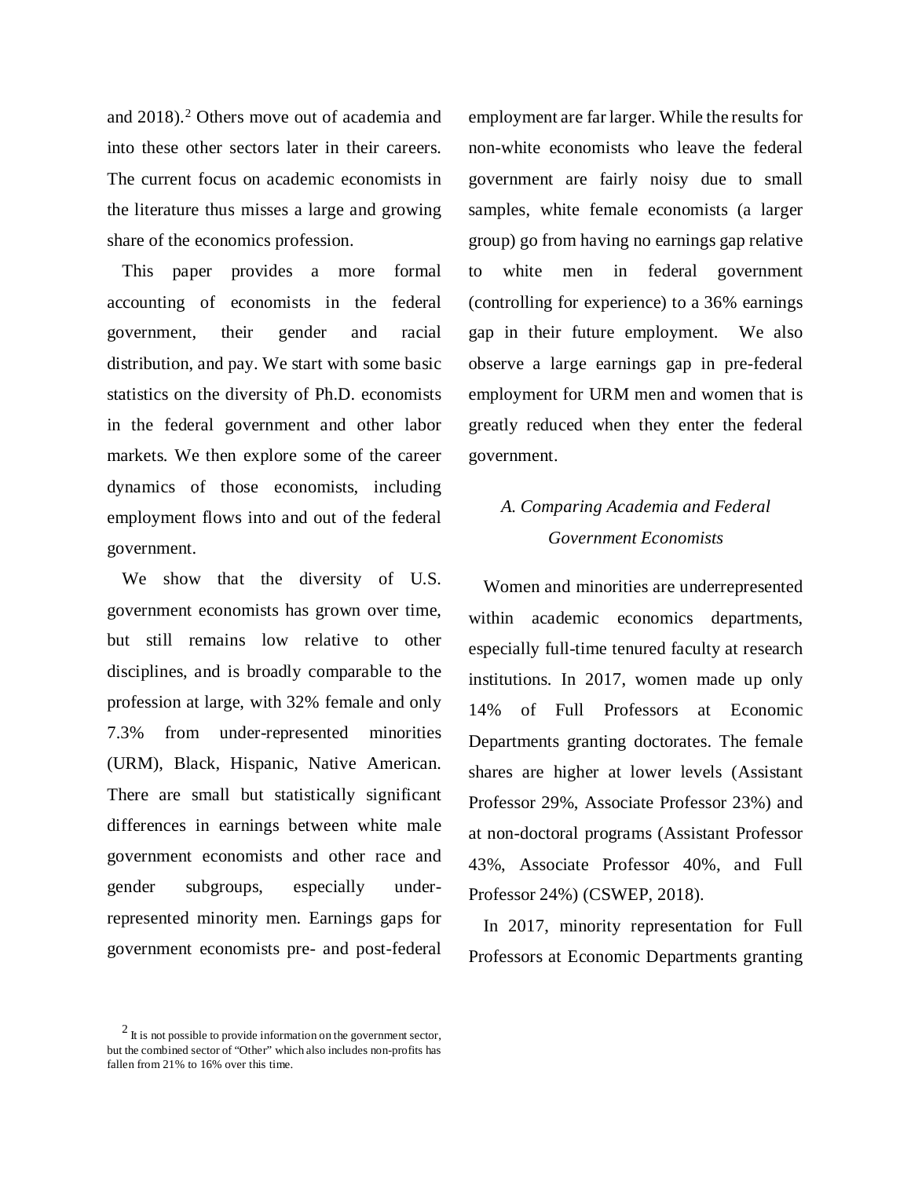and 2018).[2] Others move out of academia and into these other sectors later in their careers. The current focus on academic economists in the literature thus misses a large and growing share of the economics profession.

This paper provides a more formal accounting of economists in the federal government, their gender and racial distribution, and pay. We start with some basic statistics on the diversity of Ph.D. economists in the federal government and other labor markets. We then explore some of the career dynamics of those economists, including employment flows into and out of the federal government.

We show that the diversity of U.S. government economists has grown over time, but still remains low relative to other disciplines, and is broadly comparable to the profession at large, with 32% female and only 7.3% from under-represented minorities (URM), Black, Hispanic, Native American. There are small but statistically significant differences in earnings between white male government economists and other race and gender subgroups, especially under-represented minority men. Earnings gaps for government economists pre- and post-federal employment are far larger. While the results for non-white economists who leave the federal government are fairly noisy due to small samples, white female economists (a larger group) go from having no earnings gap relative to white men in federal government (controlling for experience) to a 36% earnings gap in their future employment. We also observe a large earnings gap in pre-federal employment for URM men and women that is greatly reduced when they enter the federal government.

### *A. Comparing Academia and Federal Government Economists*

Women and minorities are underrepresented within academic economics departments, especially full-time tenured faculty at research institutions. In 2017, women made up only 14% of Full Professors at Economic Departments granting doctorates. The female shares are higher at lower levels (Assistant Professor 29%, Associate Professor 23%) and at non-doctoral programs (Assistant Professor 43%, Associate Professor 40%, and Full Professor 24%) (CSWEP, 2018).

In 2017, minority representation for Full Professors at Economic Departments granting

[2] It is not possible to provide information on the government sector, but the combined sector of "Other" which also includes non-profits has fallen from 21% to 16% over this time.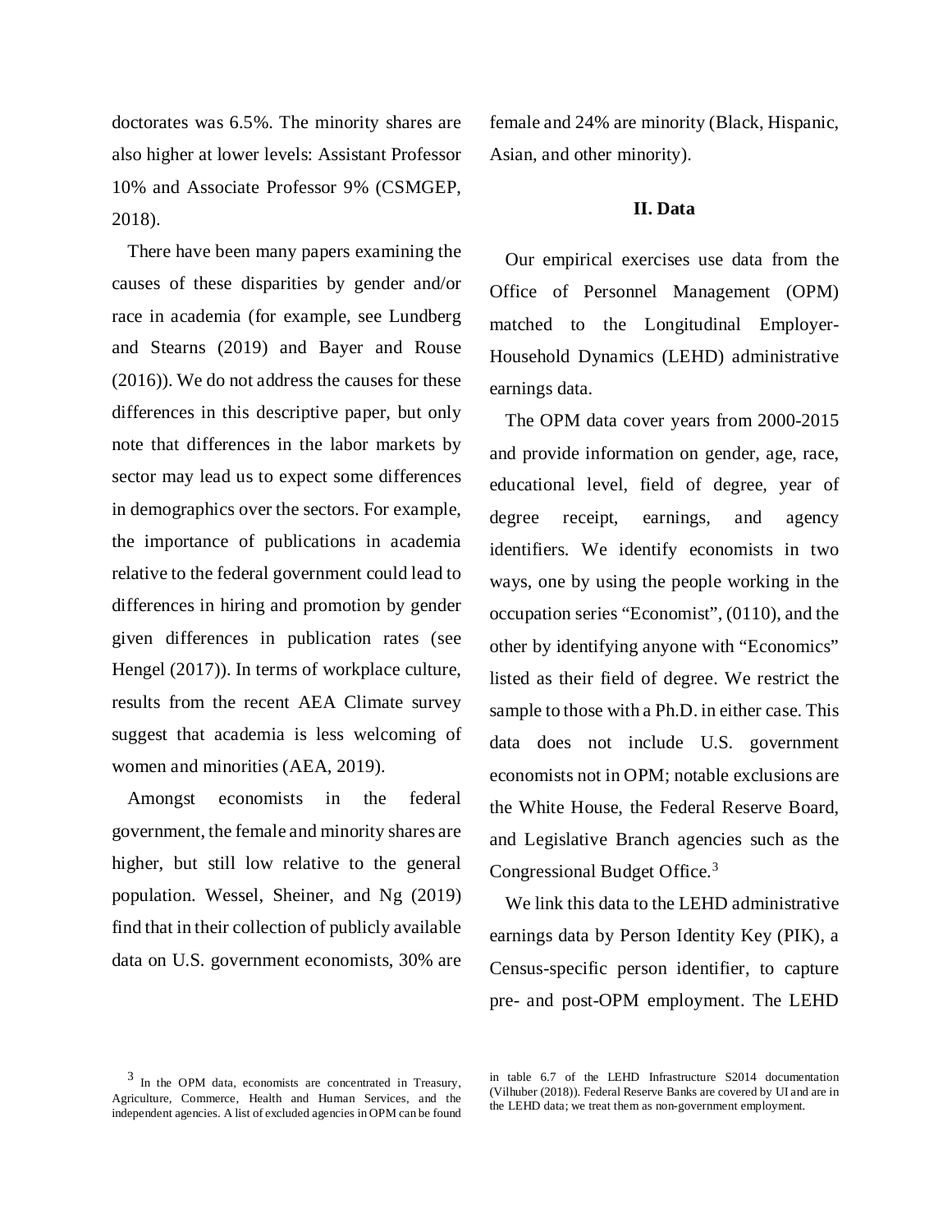doctorates was 6.5%. The minority shares are also higher at lower levels: Assistant Professor 10% and Associate Professor 9% (CSMGEP, 2018).

There have been many papers examining the causes of these disparities by gender and/or race in academia (for example, see Lundberg and Stearns (2019) and Bayer and Rouse (2016)). We do not address the causes for these differences in this descriptive paper, but only note that differences in the labor markets by sector may lead us to expect some differences in demographics over the sectors. For example, the importance of publications in academia relative to the federal government could lead to differences in hiring and promotion by gender given differences in publication rates (see Hengel (2017)). In terms of workplace culture, results from the recent AEA Climate survey suggest that academia is less welcoming of women and minorities (AEA, 2019).

Amongst economists in the federal government, the female and minority shares are higher, but still low relative to the general population. Wessel, Sheiner, and Ng (2019) find that in their collection of publicly available data on U.S. government economists, 30% are female and 24% are minority (Black, Hispanic, Asian, and other minority).

## II. Data

Our empirical exercises use data from the Office of Personnel Management (OPM) matched to the Longitudinal Employer-Household Dynamics (LEHD) administrative earnings data.

The OPM data cover years from 2000-2015 and provide information on gender, age, race, educational level, field of degree, year of degree receipt, earnings, and agency identifiers. We identify economists in two ways, one by using the people working in the occupation series "Economist", (0110), and the other by identifying anyone with "Economics" listed as their field of degree. We restrict the sample to those with a Ph.D. in either case. This data does not include U.S. government economists not in OPM; notable exclusions are the White House, the Federal Reserve Board, and Legislative Branch agencies such as the Congressional Budget Office.[3]

We link this data to the LEHD administrative earnings data by Person Identity Key (PIK), a Census-specific person identifier, to capture pre- and post-OPM employment. The LEHD

[3] In the OPM data, economists are concentrated in Treasury, Agriculture, Commerce, Health and Human Services, and the independent agencies. A list of excluded agencies in OPM can be found in table 6.7 of the LEHD Infrastructure S2014 documentation (Vilhuber (2018)). Federal Reserve Banks are covered by UI and are in the LEHD data; we treat them as non-government employment.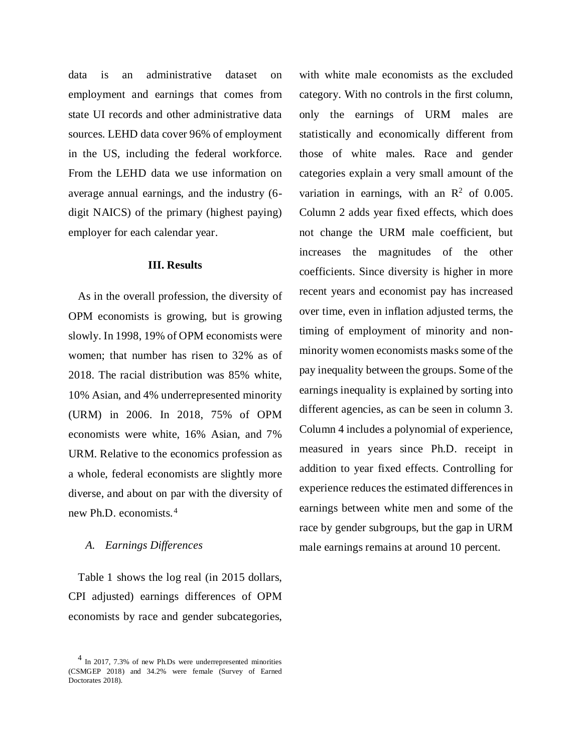data is an administrative dataset on employment and earnings that comes from state UI records and other administrative data sources. LEHD data cover 96% of employment in the US, including the federal workforce. From the LEHD data we use information on average annual earnings, and the industry (6-digit NAICS) of the primary (highest paying) employer for each calendar year.

## III. Results

As in the overall profession, the diversity of OPM economists is growing, but is growing slowly. In 1998, 19% of OPM economists were women; that number has risen to 32% as of 2018. The racial distribution was 85% white, 10% Asian, and 4% underrepresented minority (URM) in 2006. In 2018, 75% of OPM economists were white, 16% Asian, and 7% URM. Relative to the economics profession as a whole, federal economists are slightly more diverse, and about on par with the diversity of new Ph.D. economists.[4]

### *A. Earnings Differences*

Table 1 shows the log real (in 2015 dollars, CPI adjusted) earnings differences of OPM economists by race and gender subcategories, with white male economists as the excluded category. With no controls in the first column, only the earnings of URM males are statistically and economically different from those of white males. Race and gender categories explain a very small amount of the variation in earnings, with an $R^2$ of 0.005. Column 2 adds year fixed effects, which does not change the URM male coefficient, but increases the magnitudes of the other coefficients. Since diversity is higher in more recent years and economist pay has increased over time, even in inflation adjusted terms, the timing of employment of minority and non-minority women economists masks some of the pay inequality between the groups. Some of the earnings inequality is explained by sorting into different agencies, as can be seen in column 3. Column 4 includes a polynomial of experience, measured in years since Ph.D. receipt in addition to year fixed effects. Controlling for experience reduces the estimated differences in earnings between white men and some of the race by gender subgroups, but the gap in URM male earnings remains at around 10 percent.

[4] In 2017, 7.3% of new Ph.Ds were underrepresented minorities (CSMGEP 2018) and 34.2% were female (Survey of Earned Doctorates 2018).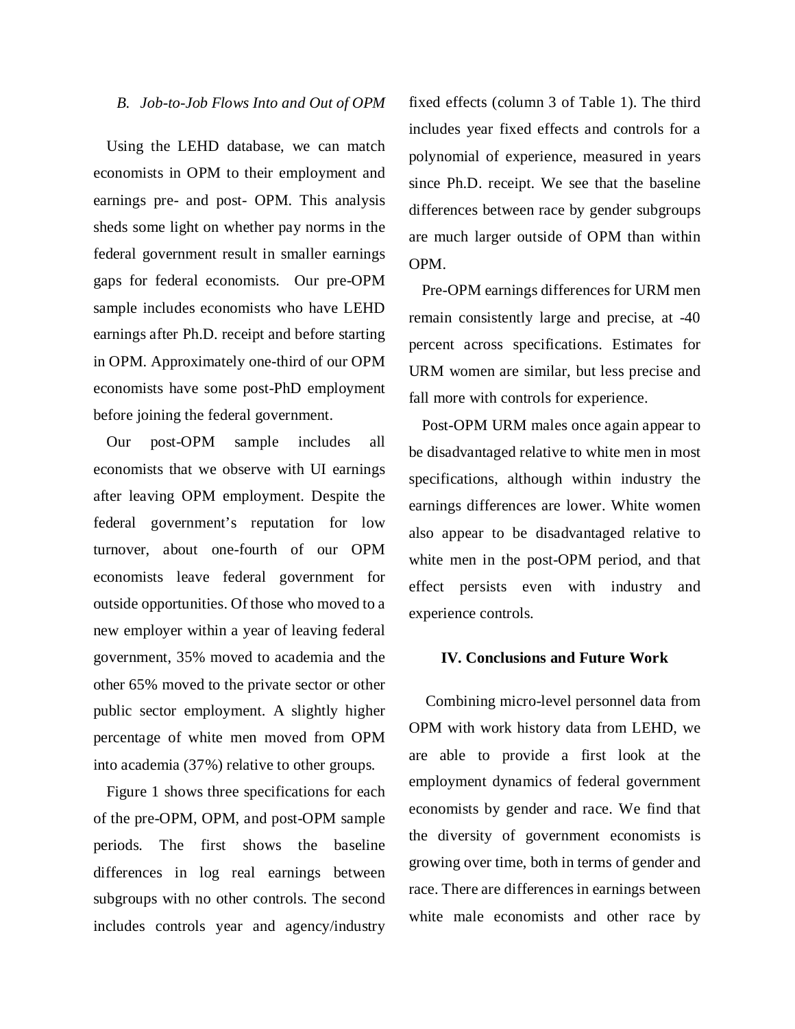### B. *Job-to-Job Flows Into and Out of OPM*

Using the LEHD database, we can match economists in OPM to their employment and earnings pre- and post- OPM. This analysis sheds some light on whether pay norms in the federal government result in smaller earnings gaps for federal economists. Our pre-OPM sample includes economists who have LEHD earnings after Ph.D. receipt and before starting in OPM. Approximately one-third of our OPM economists have some post-PhD employment before joining the federal government.

Our post-OPM sample includes all economists that we observe with UI earnings after leaving OPM employment. Despite the federal government's reputation for low turnover, about one-fourth of our OPM economists leave federal government for outside opportunities. Of those who moved to a new employer within a year of leaving federal government, 35% moved to academia and the other 65% moved to the private sector or other public sector employment. A slightly higher percentage of white men moved from OPM into academia (37%) relative to other groups.

Figure 1 shows three specifications for each of the pre-OPM, OPM, and post-OPM sample periods. The first shows the baseline differences in log real earnings between subgroups with no other controls. The second includes controls year and agency/industry fixed effects (column 3 of Table 1). The third includes year fixed effects and controls for a polynomial of experience, measured in years since Ph.D. receipt. We see that the baseline differences between race by gender subgroups are much larger outside of OPM than within OPM.

Pre-OPM earnings differences for URM men remain consistently large and precise, at -40 percent across specifications. Estimates for URM women are similar, but less precise and fall more with controls for experience.

Post-OPM URM males once again appear to be disadvantaged relative to white men in most specifications, although within industry the earnings differences are lower. White women also appear to be disadvantaged relative to white men in the post-OPM period, and that effect persists even with industry and experience controls.

## IV. Conclusions and Future Work

Combining micro-level personnel data from OPM with work history data from LEHD, we are able to provide a first look at the employment dynamics of federal government economists by gender and race. We find that the diversity of government economists is growing over time, both in terms of gender and race. There are differences in earnings between white male economists and other race by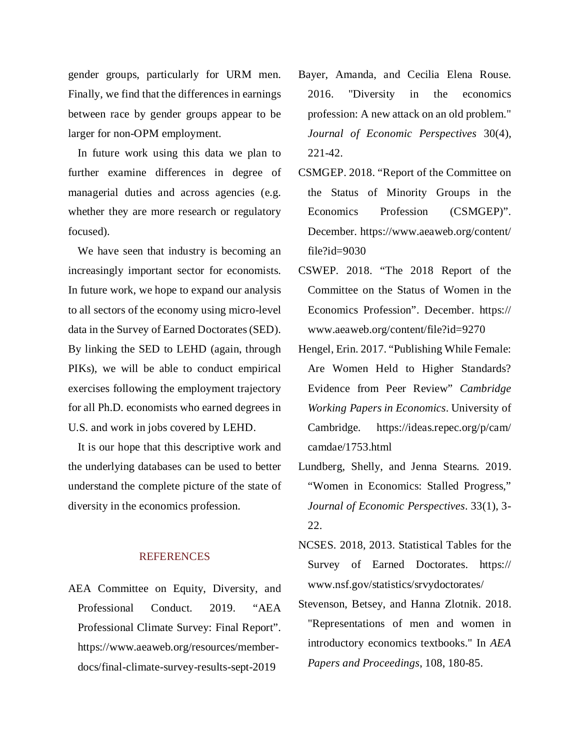gender groups, particularly for URM men. Finally, we find that the differences in earnings between race by gender groups appear to be larger for non-OPM employment.

In future work using this data we plan to further examine differences in degree of managerial duties and across agencies (e.g. whether they are more research or regulatory focused).

We have seen that industry is becoming an increasingly important sector for economists. In future work, we hope to expand our analysis to all sectors of the economy using micro-level data in the Survey of Earned Doctorates (SED). By linking the SED to LEHD (again, through PIKs), we will be able to conduct empirical exercises following the employment trajectory for all Ph.D. economists who earned degrees in U.S. and work in jobs covered by LEHD.

It is our hope that this descriptive work and the underlying databases can be used to better understand the complete picture of the state of diversity in the economics profession.

## REFERENCES

AEA Committee on Equity, Diversity, and Professional Conduct. 2019. "AEA Professional Climate Survey: Final Report". https://www.aeaweb.org/resources/member-docs/final-climate-survey-results-sept-2019

Bayer, Amanda, and Cecilia Elena Rouse. 2016. "Diversity in the economics profession: A new attack on an old problem." *Journal of Economic Perspectives* 30(4), 221-42.

CSMGEP. 2018. "Report of the Committee on the Status of Minority Groups in the Economics Profession (CSMGEP)". December. https://www.aeaweb.org/content/file?id=9030

CSWEP. 2018. "The 2018 Report of the Committee on the Status of Women in the Economics Profession". December. https://www.aeaweb.org/content/file?id=9270

Hengel, Erin. 2017. "Publishing While Female: Are Women Held to Higher Standards? Evidence from Peer Review" *Cambridge Working Papers in Economics*. University of Cambridge. https://ideas.repec.org/p/cam/camdae/1753.html

Lundberg, Shelly, and Jenna Stearns. 2019. "Women in Economics: Stalled Progress," *Journal of Economic Perspectives*. 33(1), 3-22.

NCSES. 2018, 2013. Statistical Tables for the Survey of Earned Doctorates. https://www.nsf.gov/statistics/srvydoctorates/

Stevenson, Betsey, and Hanna Zlotnik. 2018. "Representations of men and women in introductory economics textbooks." In *AEA Papers and Proceedings*, 108, 180-85.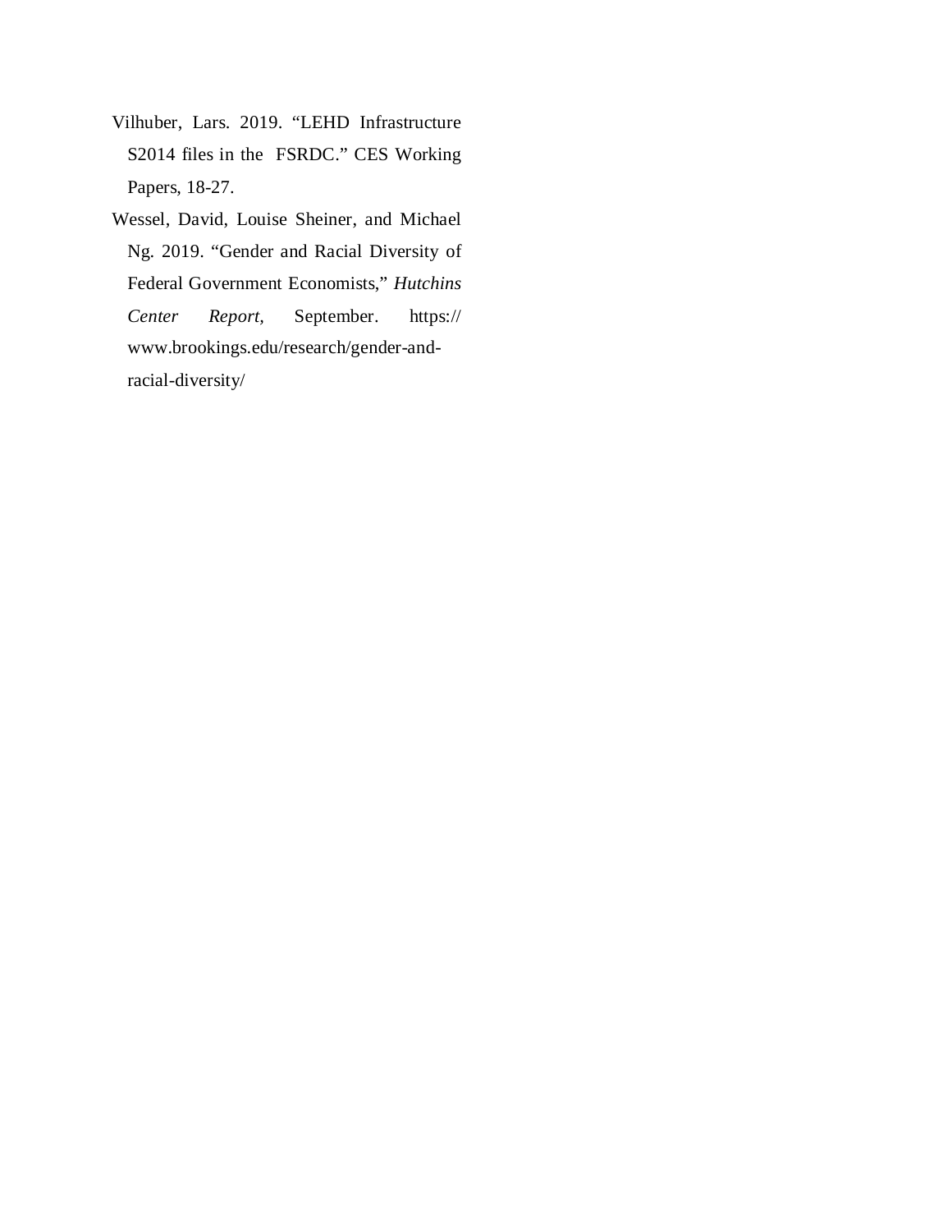Vilhuber, Lars. 2019. "LEHD Infrastructure S2014 files in the FSRDC." CES Working Papers, 18-27.

Wessel, David, Louise Sheiner, and Michael Ng. 2019. "Gender and Racial Diversity of Federal Government Economists," *Hutchins Center Report,* September. https://www.brookings.edu/research/gender-and-racial-diversity/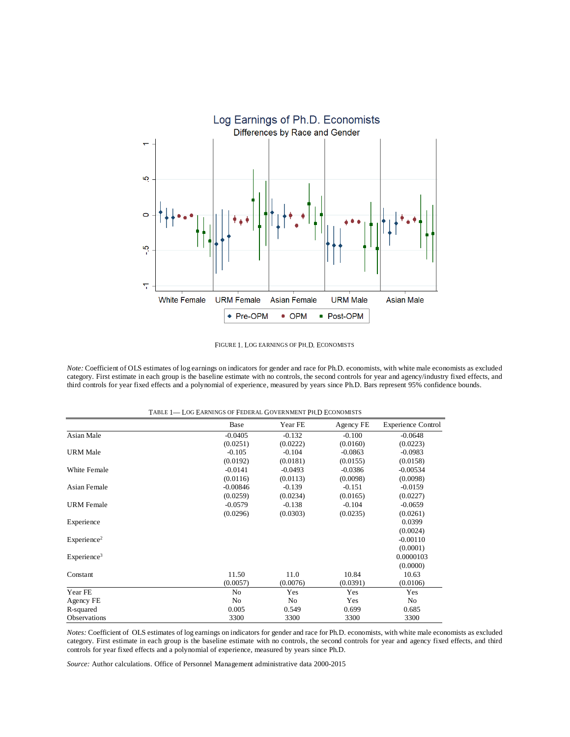Log Earnings of Ph.D. Economists

Differences by Race and Gender

1

.5

0

-.5

-1

White Female URM Female Asian Female URM Male Asian Male

Pre-OPM OPM Post-OPM

FIGURE 1. LOG EARNINGS OF PH.D. ECONOMISTS

*Note:* Coefficient of OLS estimates of log earnings on indicators for gender and race for Ph.D. economists, with white male economists as excluded category. First estimate in each group is the baseline estimate with no controls, the second controls for year and agency/industry fixed effects, and third controls for year fixed effects and a polynomial of experience, measured by years since Ph.D. Bars represent 95% confidence bounds.

TABLE 1— LOG EARNINGS OF FEDERAL GOVERNMENT PH.D ECONOMISTS

| | Base | Year FE | Agency FE | Experience Control |
|---|---|---|---|---|
| Asian Male | -0.0405 | -0.132 | -0.100 | -0.0648 |
| | (0.0251) | (0.0222) | (0.0160) | (0.0223) |
| URM Male | -0.105 | -0.104 | -0.0863 | -0.0983 |
| | (0.0192) | (0.0181) | (0.0155) | (0.0158) |
| White Female | -0.0141 | -0.0493 | -0.0386 | -0.00534 |
| | (0.0116) | (0.0113) | (0.0098) | (0.0098) |
| Asian Female | -0.00846 | -0.139 | -0.151 | -0.0159 |
| | (0.0259) | (0.0234) | (0.0165) | (0.0227) |
| URM Female | -0.0579 | -0.138 | -0.104 | -0.0659 |
| | (0.0296) | (0.0303) | (0.0235) | (0.0261) |
| Experience | | | | 0.0399 |
| | | | | (0.0024) |
| Experience$^2$ | | | | -0.00110 |
| | | | | (0.0001) |
| Experience$^3$ | | | | 0.0000103 |
| | | | | (0.0000) |
| Constant | 11.50 | 11.0 | 10.84 | 10.63 |
| | (0.0057) | (0.0076) | (0.0391) | (0.0106) |
| Year FE | No | Yes | Yes | Yes |
| Agency FE | No | No | Yes | No |
| R-squared | 0.005 | 0.549 | 0.699 | 0.685 |
| Observations | 3300 | 3300 | 3300 | 3300 |

*Notes:* Coefficient of OLS estimates of log earnings on indicators for gender and race for Ph.D. economists, with white male economists as excluded category. First estimate in each group is the baseline estimate with no controls, the second controls for year and agency fixed effects, and third controls for year fixed effects and a polynomial of experience, measured by years since Ph.D.

*Source:* Author calculations. Office of Personnel Management administrative data 2000-2015